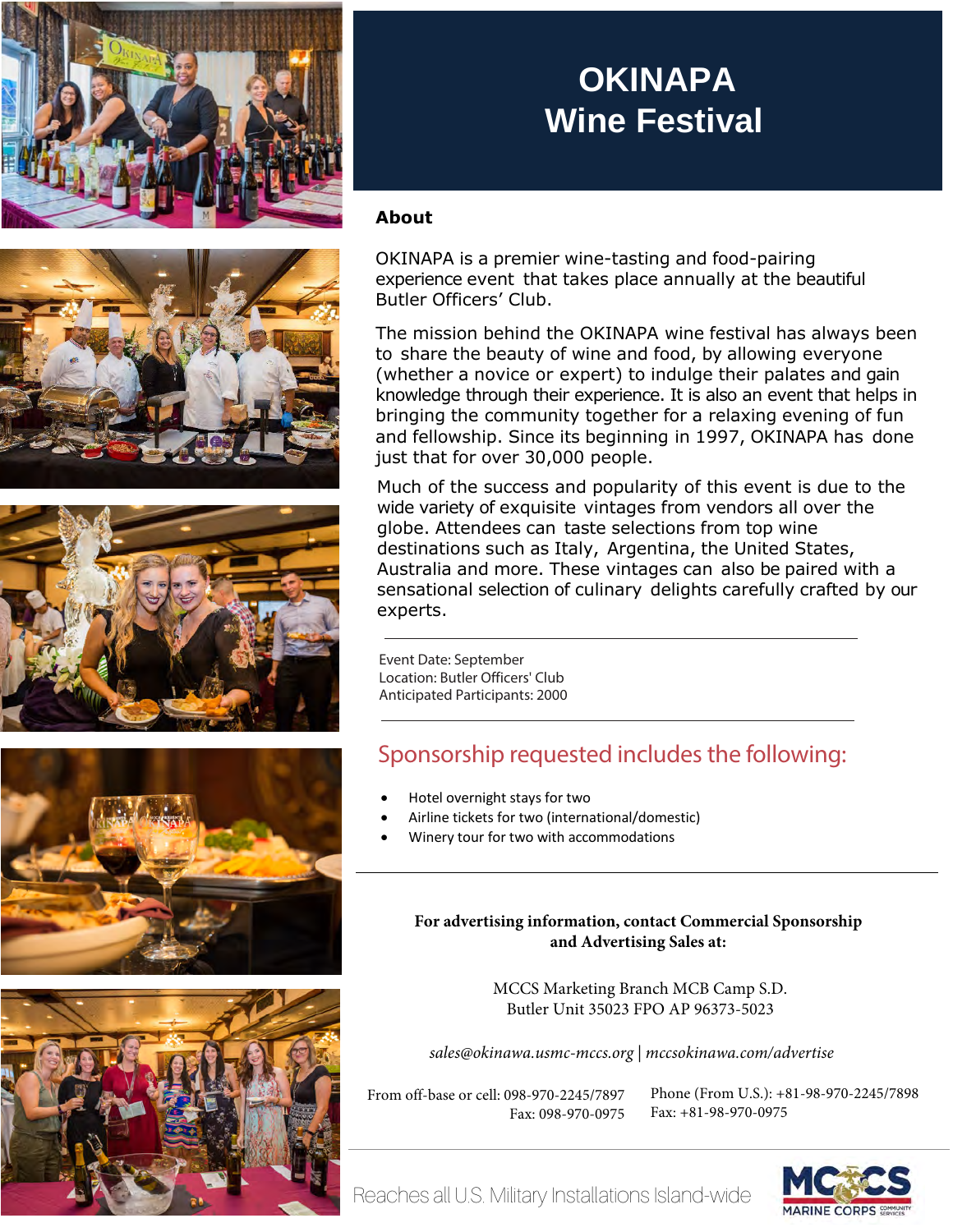# OKINAPA Wine Festival

## About

OKINAPA is a premier wine-tasting and food-pairing experience event that takes place annually at the beautiful Butler Officers' Club.

The mission behind the OKINAPA wine festival has always been to share the beauty of wine and food, by allowing everyone (whether a novice or expert) to indulge their palates and gain knowledge through their experience. It is also an event that helps in bringing the community together for a relaxing evening of fun and fellowship. Since its beginning in 1997, OKINAPA has done just that for over 30,000 people.

Much of the success and popularity of this event is due to the wide variety of exquisite vintages from vendors all over the globe. Attendees can taste selections from top wine destinations such as Italy, Argentina, the United States, Australia and more. These vintages can also be paired with a sensational selection of culinary delights carefully crafted by our experts.

---

Event Date: September
Location: Butler Officers' Club
Anticipated Participants: 2000

---

## Sponsorship requested includes the following:

- Hotel overnight stays for two
- Airline tickets for two (international/domestic)
- Winery tour for two with accommodations

---

**For advertising information, contact Commercial Sponsorship and Advertising Sales at:**

MCCS Marketing Branch MCB Camp S.D.
Butler Unit 35023 FPO AP 96373-5023

*sales@okinawa.usmc-mccs.org | mccsokinawa.com/advertise*

From off-base or cell: 098-970-2245/7897
Fax: 098-970-0975

Phone (From U.S.): +81-98-970-2245/7898
Fax: +81-98-970-0975

Reaches all U.S. Military Installations Island-wide

MCCS MARINE CORPS COMMUNITY SERVICES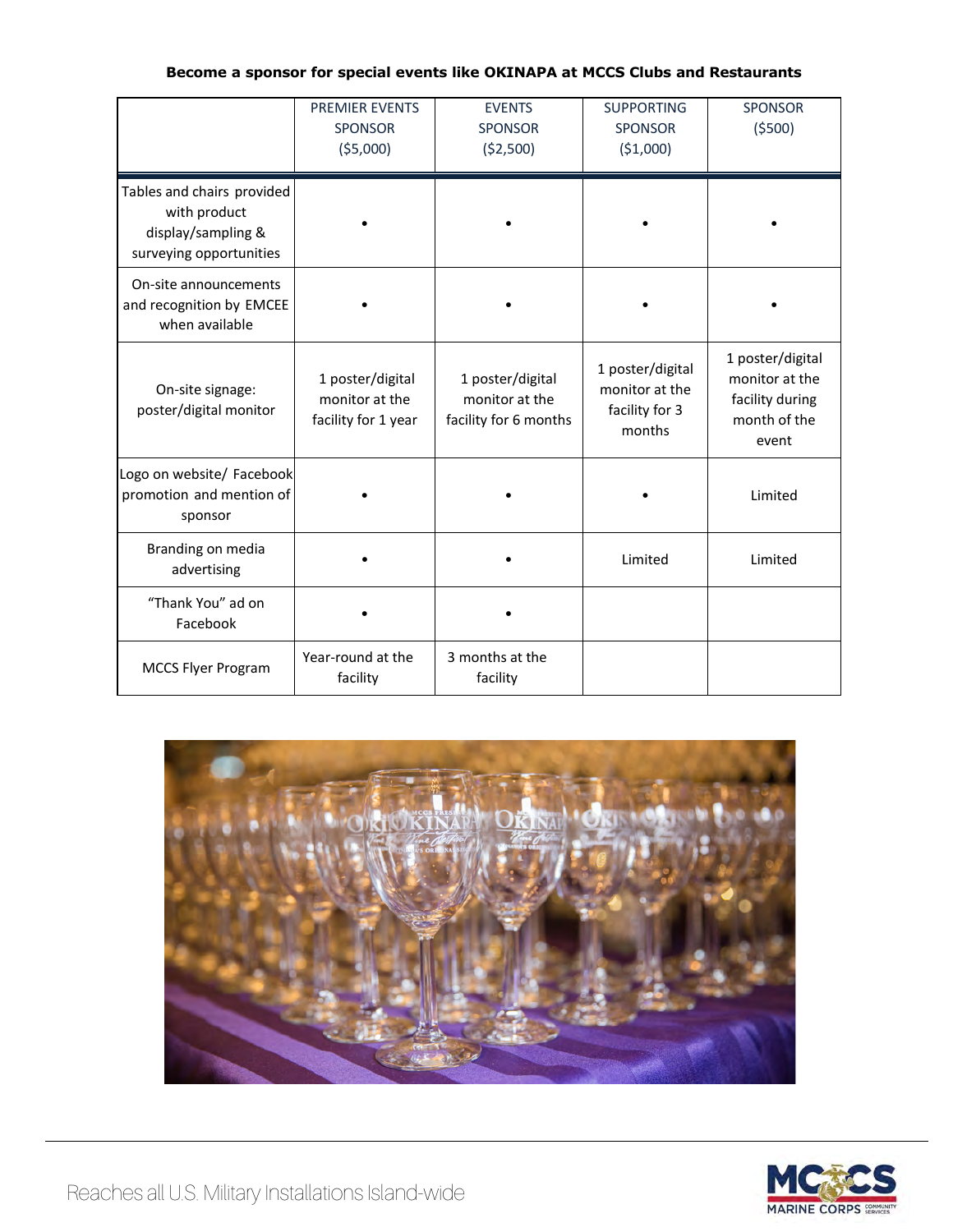**Become a sponsor for special events like OKINAPA at MCCS Clubs and Restaurants**

| | PREMIER EVENTS SPONSOR ($5,000) | EVENTS SPONSOR ($2,500) | SUPPORTING SPONSOR ($1,000) | SPONSOR ($500) |
|---|---|---|---|---|
| Tables and chairs provided with product display/sampling & surveying opportunities | • | • | • | • |
| On-site announcements and recognition by EMCEE when available | • | • | • | • |
| On-site signage: poster/digital monitor | 1 poster/digital monitor at the facility for 1 year | 1 poster/digital monitor at the facility for 6 months | 1 poster/digital monitor at the facility for 3 months | 1 poster/digital monitor at the facility during month of the event |
| Logo on website/ Facebook promotion and mention of sponsor | • | • | • | Limited |
| Branding on media advertising | • | • | Limited | Limited |
| "Thank You" ad on Facebook | • | • | | |
| MCCS Flyer Program | Year-round at the facility | 3 months at the facility | | |

Reaches all U.S. Military Installations Island-wide